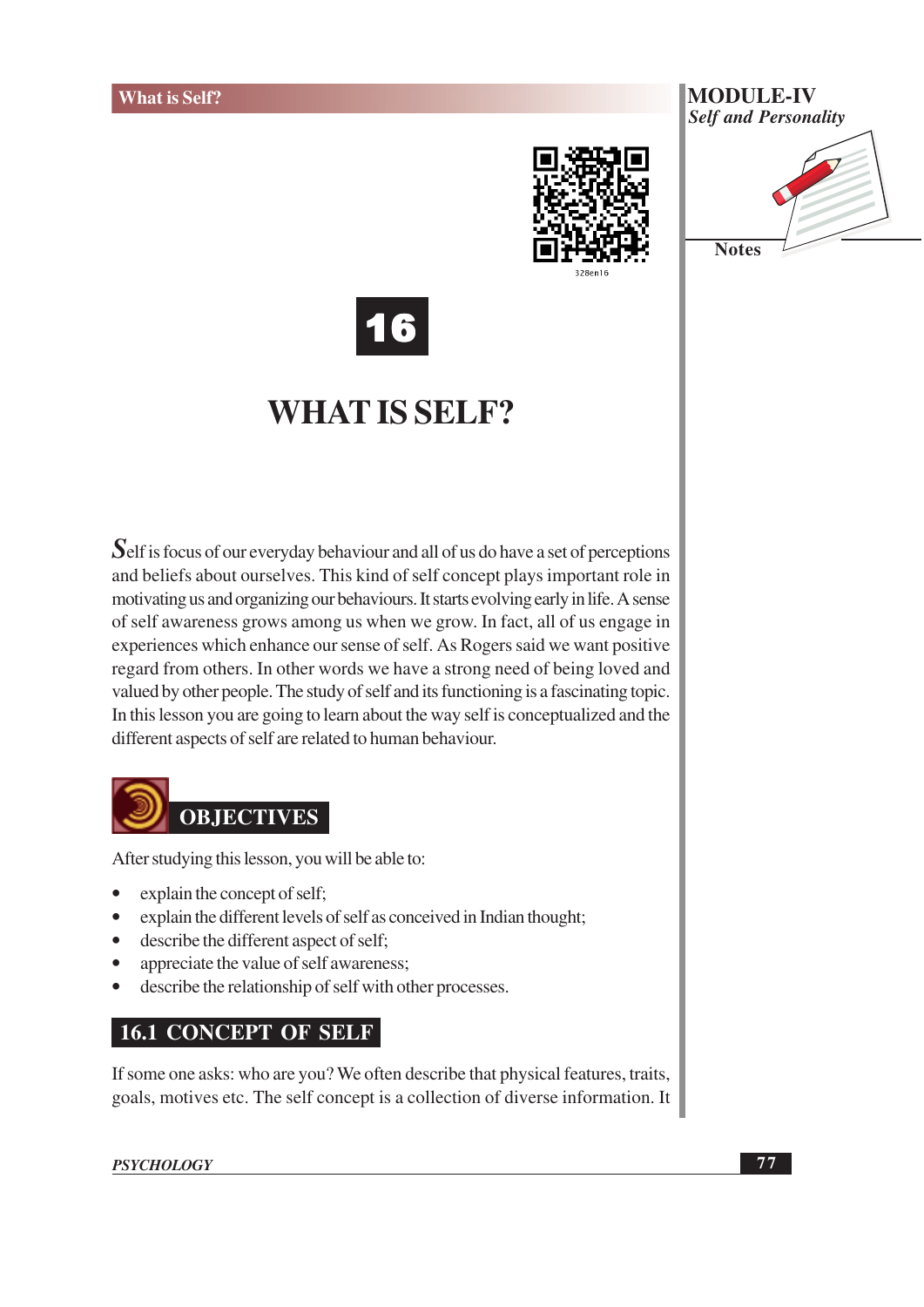# 16

# WHAT IS SELF?

Self is focus of our everyday behaviour and all of us do have a set of perceptions and beliefs about ourselves. This kind of self concept plays important role in motivating us and organizing our behaviours. It starts evolving early in life. A sense of self awareness grows among us when we grow. In fact, all of us engage in experiences which enhance our sense of self. As Rogers said we want positive regard from others. In other words we have a strong need of being loved and valued by other people. The study of self and its functioning is a fascinating topic. In this lesson you are going to learn about the way self is conceptualized and the different aspects of self are related to human behaviour.

## OBJECTIVES

After studying this lesson, you will be able to:

- explain the concept of self;
- explain the different levels of self as conceived in Indian thought;
- describe the different aspect of self;
- appreciate the value of self awareness;
- describe the relationship of self with other processes.

## 16.1 CONCEPT OF SELF

If some one asks: who are you? We often describe that physical features, traits, goals, motives etc. The self concept is a collection of diverse information. It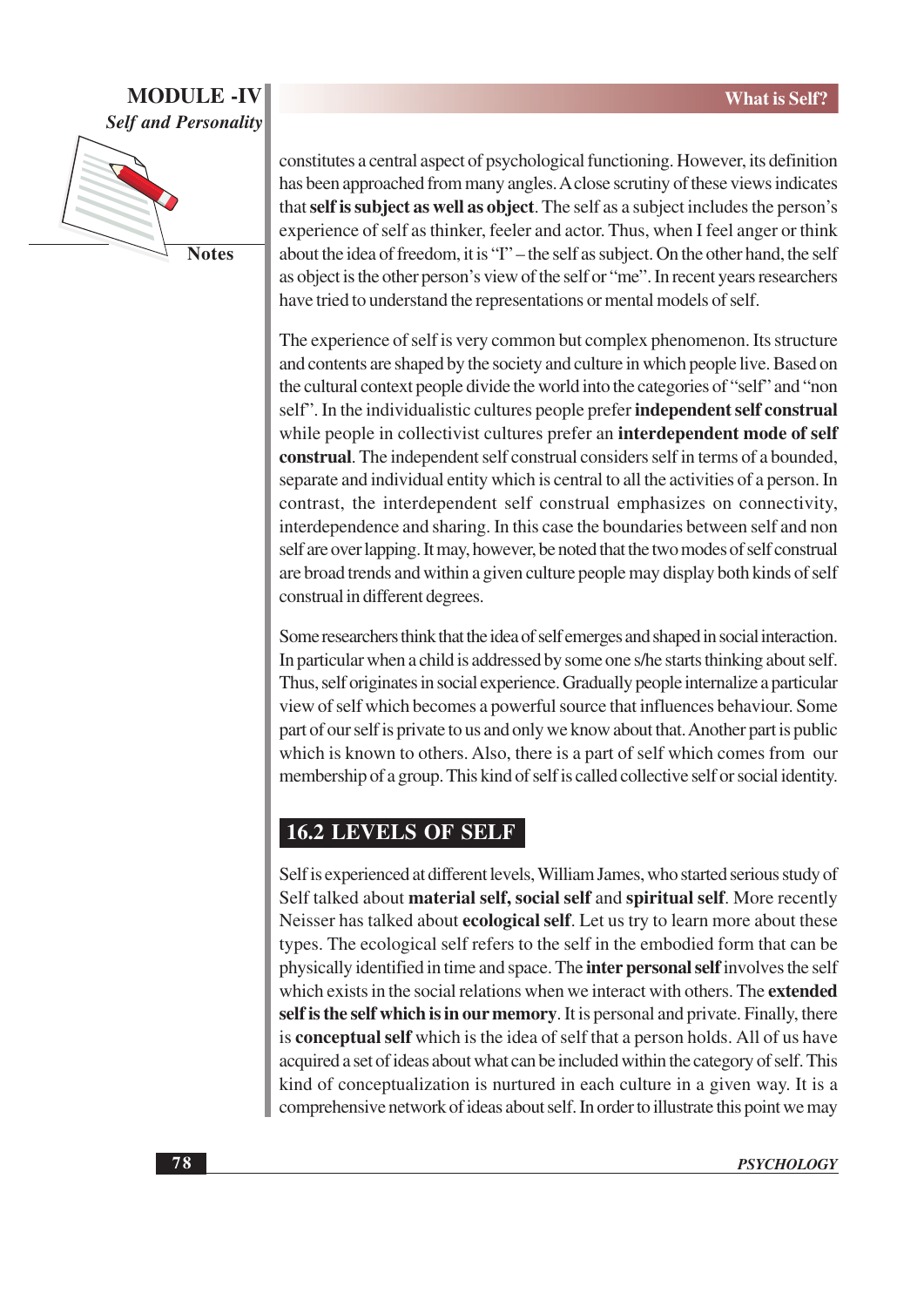constitutes a central aspect of psychological functioning. However, its definition has been approached from many angles. A close scrutiny of these views indicates that **self is subject as well as object**. The self as a subject includes the person's experience of self as thinker, feeler and actor. Thus, when I feel anger or think about the idea of freedom, it is "I" – the self as subject. On the other hand, the self as object is the other person's view of the self or "me". In recent years researchers have tried to understand the representations or mental models of self.

The experience of self is very common but complex phenomenon. Its structure and contents are shaped by the society and culture in which people live. Based on the cultural context people divide the world into the categories of "self" and "non self". In the individualistic cultures people prefer **independent self construal** while people in collectivist cultures prefer an **interdependent mode of self construal**. The independent self construal considers self in terms of a bounded, separate and individual entity which is central to all the activities of a person. In contrast, the interdependent self construal emphasizes on connectivity, interdependence and sharing. In this case the boundaries between self and non self are over lapping. It may, however, be noted that the two modes of self construal are broad trends and within a given culture people may display both kinds of self construal in different degrees.

Some researchers think that the idea of self emerges and shaped in social interaction. In particular when a child is addressed by some one s/he starts thinking about self. Thus, self originates in social experience. Gradually people internalize a particular view of self which becomes a powerful source that influences behaviour. Some part of our self is private to us and only we know about that. Another part is public which is known to others. Also, there is a part of self which comes from our membership of a group. This kind of self is called collective self or social identity.

## 16.2 LEVELS OF SELF

Self is experienced at different levels, William James, who started serious study of Self talked about **material self, social self** and **spiritual self**. More recently Neisser has talked about **ecological self**. Let us try to learn more about these types. The ecological self refers to the self in the embodied form that can be physically identified in time and space. The **inter personal self** involves the self which exists in the social relations when we interact with others. The **extended self is the self which is in our memory**. It is personal and private. Finally, there is **conceptual self** which is the idea of self that a person holds. All of us have acquired a set of ideas about what can be included within the category of self. This kind of conceptualization is nurtured in each culture in a given way. It is a comprehensive network of ideas about self. In order to illustrate this point we may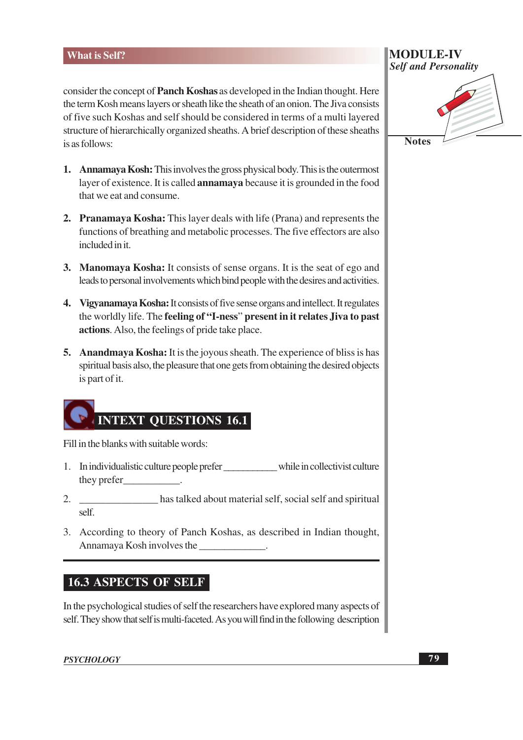consider the concept of **Panch Koshas** as developed in the Indian thought. Here the term Kosh means layers or sheath like the sheath of an onion. The Jiva consists of five such Koshas and self should be considered in terms of a multi layered structure of hierarchically organized sheaths. A brief description of these sheaths is as follows:

1. **Annamaya Kosh:** This involves the gross physical body. This is the outermost layer of existence. It is called **annamaya** because it is grounded in the food that we eat and consume.

2. **Pranamaya Kosha:** This layer deals with life (Prana) and represents the functions of breathing and metabolic processes. The five effectors are also included in it.

3. **Manomaya Kosha:** It consists of sense organs. It is the seat of ego and leads to personal involvements which bind people with the desires and activities.

4. **Vigyanamaya Kosha:** It consists of five sense organs and intellect. It regulates the worldly life. The **feeling of "I-ness" present in it relates Jiva to past actions**. Also, the feelings of pride take place.

5. **Anandmaya Kosha:** It is the joyous sheath. The experience of bliss is has spiritual basis also, the pleasure that one gets from obtaining the desired objects is part of it.

## INTEXT QUESTIONS 16.1

Fill in the blanks with suitable words:

1. In individualistic culture people prefer __________ while in collectivist culture they prefer__________.

2. ______________ has talked about material self, social self and spiritual self.

3. According to theory of Panch Koshas, as described in Indian thought, Annamaya Kosh involves the ____________.

## 16.3 ASPECTS OF SELF

In the psychological studies of self the researchers have explored many aspects of self. They show that self is multi-faceted. As you will find in the following description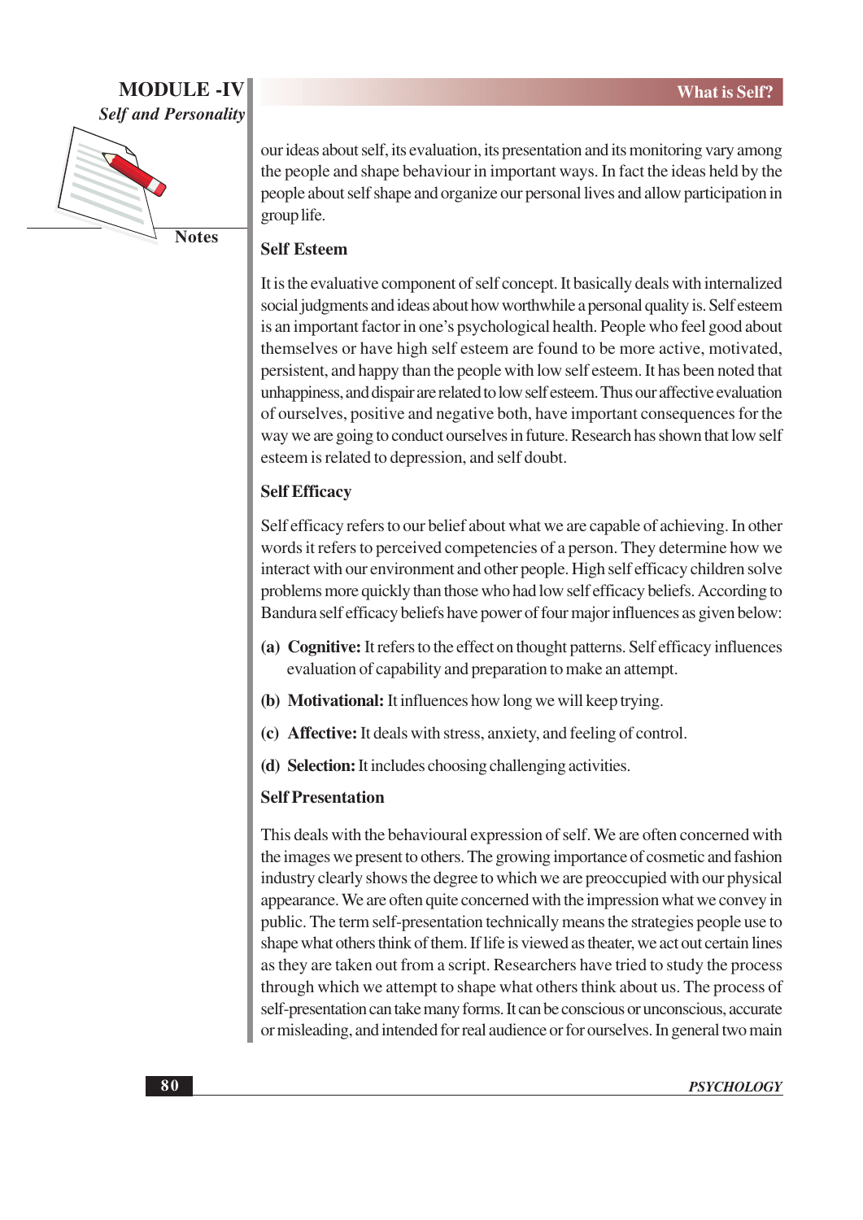our ideas about self, its evaluation, its presentation and its monitoring vary among the people and shape behaviour in important ways. In fact the ideas held by the people about self shape and organize our personal lives and allow participation in group life.

### Self Esteem

It is the evaluative component of self concept. It basically deals with internalized social judgments and ideas about how worthwhile a personal quality is. Self esteem is an important factor in one's psychological health. People who feel good about themselves or have high self esteem are found to be more active, motivated, persistent, and happy than the people with low self esteem. It has been noted that unhappiness, and dispair are related to low self esteem. Thus our affective evaluation of ourselves, positive and negative both, have important consequences for the way we are going to conduct ourselves in future. Research has shown that low self esteem is related to depression, and self doubt.

### Self Efficacy

Self efficacy refers to our belief about what we are capable of achieving. In other words it refers to perceived competencies of a person. They determine how we interact with our environment and other people. High self efficacy children solve problems more quickly than those who had low self efficacy beliefs. According to Bandura self efficacy beliefs have power of four major influences as given below:

**(a) Cognitive:** It refers to the effect on thought patterns. Self efficacy influences evaluation of capability and preparation to make an attempt.

**(b) Motivational:** It influences how long we will keep trying.

**(c) Affective:** It deals with stress, anxiety, and feeling of control.

**(d) Selection:** It includes choosing challenging activities.

### Self Presentation

This deals with the behavioural expression of self. We are often concerned with the images we present to others. The growing importance of cosmetic and fashion industry clearly shows the degree to which we are preoccupied with our physical appearance. We are often quite concerned with the impression what we convey in public. The term self-presentation technically means the strategies people use to shape what others think of them. If life is viewed as theater, we act out certain lines as they are taken out from a script. Researchers have tried to study the process through which we attempt to shape what others think about us. The process of self-presentation can take many forms. It can be conscious or unconscious, accurate or misleading, and intended for real audience or for ourselves. In general two main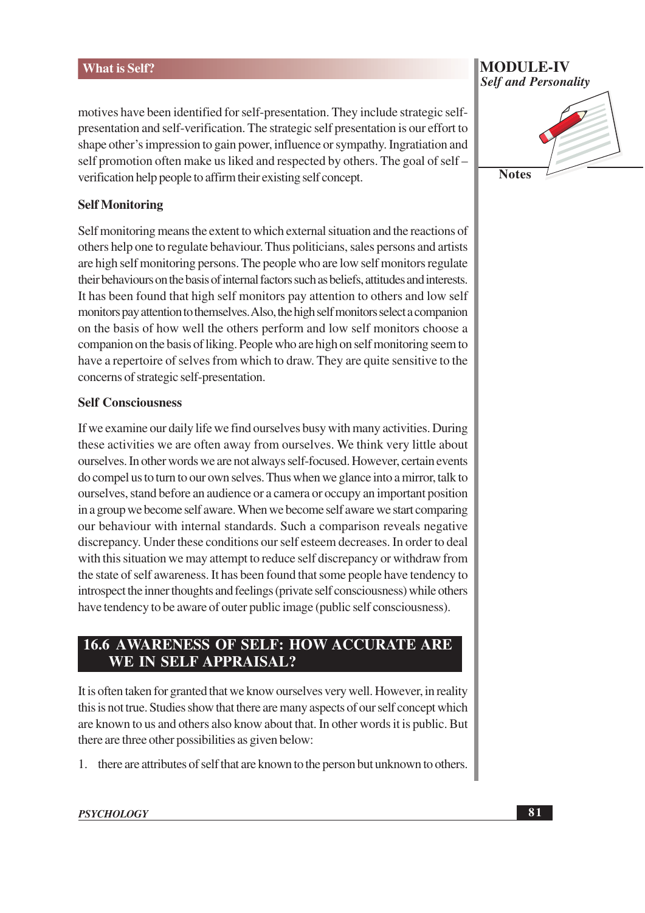motives have been identified for self-presentation. They include strategic self-presentation and self-verification. The strategic self presentation is our effort to shape other's impression to gain power, influence or sympathy. Ingratiation and self promotion often make us liked and respected by others. The goal of self – verification help people to affirm their existing self concept.

**Self Monitoring**

Self monitoring means the extent to which external situation and the reactions of others help one to regulate behaviour. Thus politicians, sales persons and artists are high self monitoring persons. The people who are low self monitors regulate their behaviours on the basis of internal factors such as beliefs, attitudes and interests. It has been found that high self monitors pay attention to others and low self monitors pay attention to themselves. Also, the high self monitors select a companion on the basis of how well the others perform and low self monitors choose a companion on the basis of liking. People who are high on self monitoring seem to have a repertoire of selves from which to draw. They are quite sensitive to the concerns of strategic self-presentation.

**Self Consciousness**

If we examine our daily life we find ourselves busy with many activities. During these activities we are often away from ourselves. We think very little about ourselves. In other words we are not always self-focused. However, certain events do compel us to turn to our own selves. Thus when we glance into a mirror, talk to ourselves, stand before an audience or a camera or occupy an important position in a group we become self aware. When we become self aware we start comparing our behaviour with internal standards. Such a comparison reveals negative discrepancy. Under these conditions our self esteem decreases. In order to deal with this situation we may attempt to reduce self discrepancy or withdraw from the state of self awareness. It has been found that some people have tendency to introspect the inner thoughts and feelings (private self consciousness) while others have tendency to be aware of outer public image (public self consciousness).

## 16.6 AWARENESS OF SELF: HOW ACCURATE ARE WE IN SELF APPRAISAL?

It is often taken for granted that we know ourselves very well. However, in reality this is not true. Studies show that there are many aspects of our self concept which are known to us and others also know about that. In other words it is public. But there are three other possibilities as given below:

1. there are attributes of self that are known to the person but unknown to others.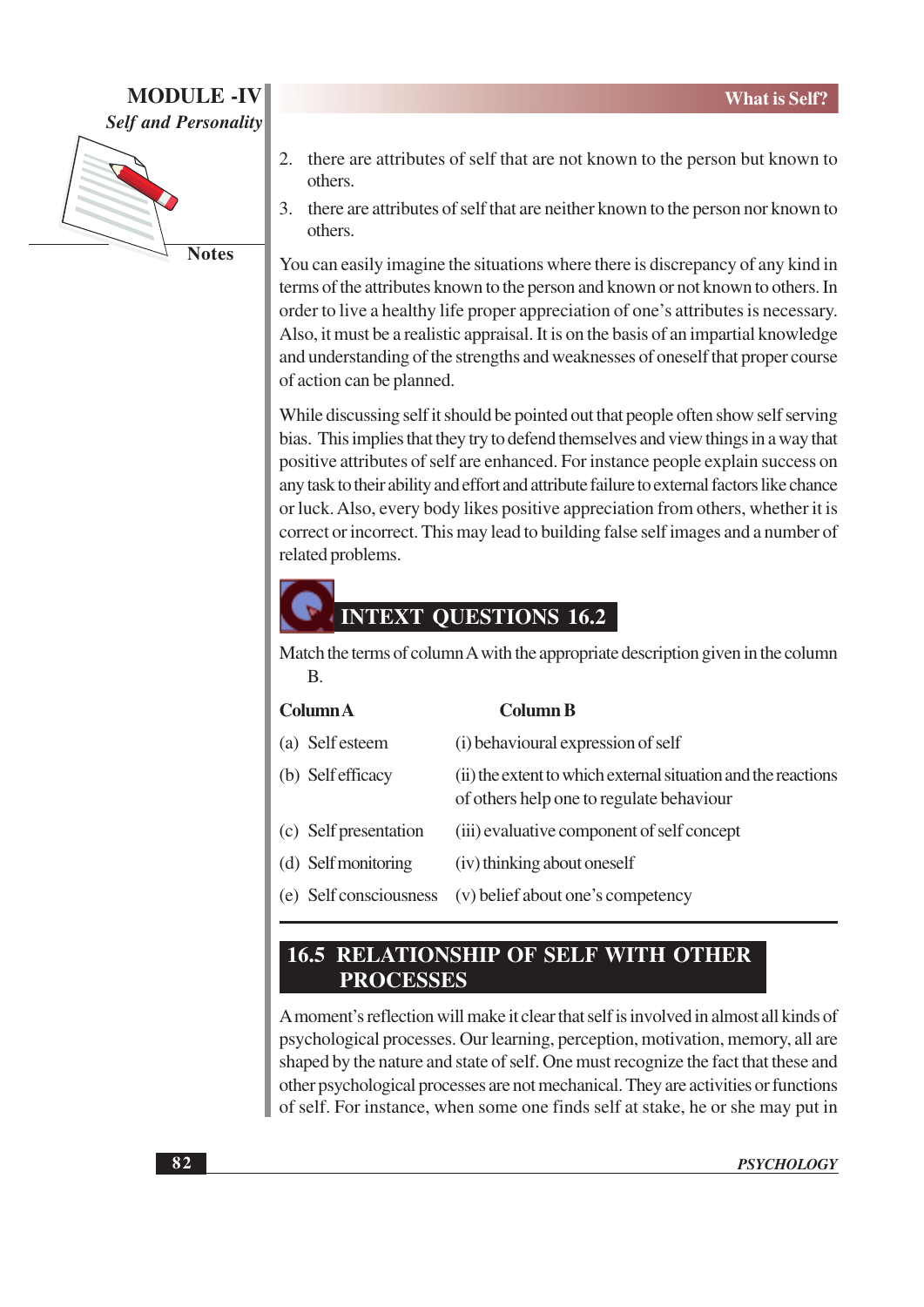2. there are attributes of self that are not known to the person but known to others.
3. there are attributes of self that are neither known to the person nor known to others.

You can easily imagine the situations where there is discrepancy of any kind in terms of the attributes known to the person and known or not known to others. In order to live a healthy life proper appreciation of one's attributes is necessary. Also, it must be a realistic appraisal. It is on the basis of an impartial knowledge and understanding of the strengths and weaknesses of oneself that proper course of action can be planned.

While discussing self it should be pointed out that people often show self serving bias. This implies that they try to defend themselves and view things in a way that positive attributes of self are enhanced. For instance people explain success on any task to their ability and effort and attribute failure to external factors like chance or luck. Also, every body likes positive appreciation from others, whether it is correct or incorrect. This may lead to building false self images and a number of related problems.

## INTEXT QUESTIONS 16.2

Match the terms of column A with the appropriate description given in the column B.

| Column A | Column B |
|---|---|
| (a) Self esteem | (i) behavioural expression of self |
| (b) Self efficacy | (ii) the extent to which external situation and the reactions of others help one to regulate behaviour |
| (c) Self presentation | (iii) evaluative component of self concept |
| (d) Self monitoring | (iv) thinking about oneself |
| (e) Self consciousness | (v) belief about one's competency |

## 16.5 RELATIONSHIP OF SELF WITH OTHER PROCESSES

A moment's reflection will make it clear that self is involved in almost all kinds of psychological processes. Our learning, perception, motivation, memory, all are shaped by the nature and state of self. One must recognize the fact that these and other psychological processes are not mechanical. They are activities or functions of self. For instance, when some one finds self at stake, he or she may put in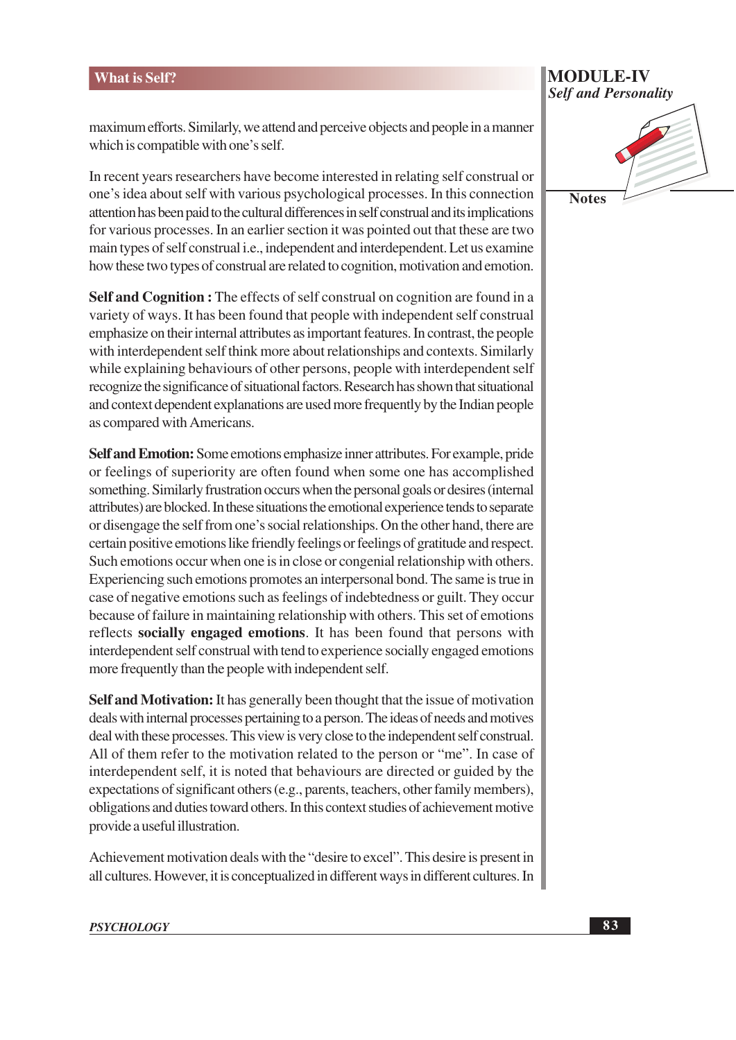maximum efforts. Similarly, we attend and perceive objects and people in a manner which is compatible with one's self.

In recent years researchers have become interested in relating self construal or one's idea about self with various psychological processes. In this connection attention has been paid to the cultural differences in self construal and its implications for various processes. In an earlier section it was pointed out that these are two main types of self construal i.e., independent and interdependent. Let us examine how these two types of construal are related to cognition, motivation and emotion.

**Self and Cognition :** The effects of self construal on cognition are found in a variety of ways. It has been found that people with independent self construal emphasize on their internal attributes as important features. In contrast, the people with interdependent self think more about relationships and contexts. Similarly while explaining behaviours of other persons, people with interdependent self recognize the significance of situational factors. Research has shown that situational and context dependent explanations are used more frequently by the Indian people as compared with Americans.

**Self and Emotion:** Some emotions emphasize inner attributes. For example, pride or feelings of superiority are often found when some one has accomplished something. Similarly frustration occurs when the personal goals or desires (internal attributes) are blocked. In these situations the emotional experience tends to separate or disengage the self from one's social relationships. On the other hand, there are certain positive emotions like friendly feelings or feelings of gratitude and respect. Such emotions occur when one is in close or congenial relationship with others. Experiencing such emotions promotes an interpersonal bond. The same is true in case of negative emotions such as feelings of indebtedness or guilt. They occur because of failure in maintaining relationship with others. This set of emotions reflects **socially engaged emotions**. It has been found that persons with interdependent self construal with tend to experience socially engaged emotions more frequently than the people with independent self.

**Self and Motivation:** It has generally been thought that the issue of motivation deals with internal processes pertaining to a person. The ideas of needs and motives deal with these processes. This view is very close to the independent self construal. All of them refer to the motivation related to the person or "me". In case of interdependent self, it is noted that behaviours are directed or guided by the expectations of significant others (e.g., parents, teachers, other family members), obligations and duties toward others. In this context studies of achievement motive provide a useful illustration.

Achievement motivation deals with the "desire to excel". This desire is present in all cultures. However, it is conceptualized in different ways in different cultures. In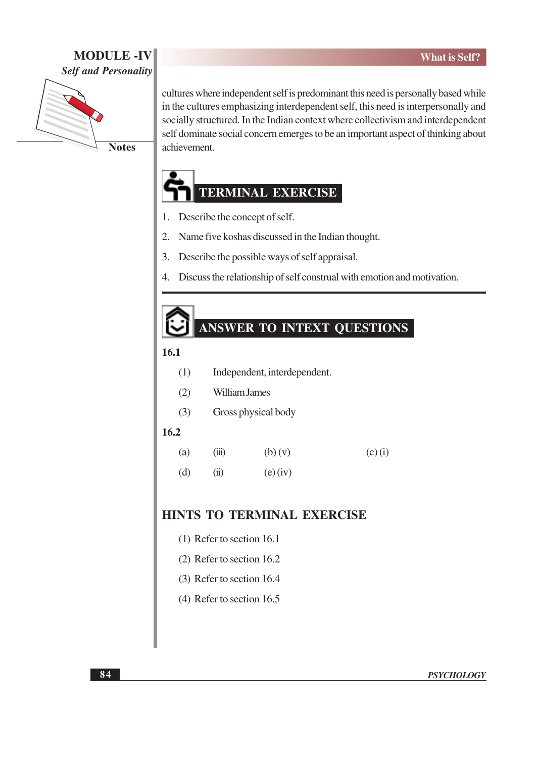cultures where independent self is predominant this need is personally based while in the cultures emphasizing interdependent self, this need is interpersonally and socially structured. In the Indian context where collectivism and interdependent self dominate social concern emerges to be an important aspect of thinking about achievement.

## TERMINAL EXERCISE

1. Describe the concept of self.
2. Name five koshas discussed in the Indian thought.
3. Describe the possible ways of self appraisal.
4. Discuss the relationship of self construal with emotion and motivation.

## ANSWER TO INTEXT QUESTIONS

**16.1**

(1) Independent, interdependent.

(2) William James

(3) Gross physical body

**16.2**

| | | | |
|---|---|---|---|
| (a) | (iii) | (b) (v) | (c) (i) |
| (d) | (ii) | (e) (iv) | |

## HINTS TO TERMINAL EXERCISE

(1) Refer to section 16.1

(2) Refer to section 16.2

(3) Refer to section 16.4

(4) Refer to section 16.5